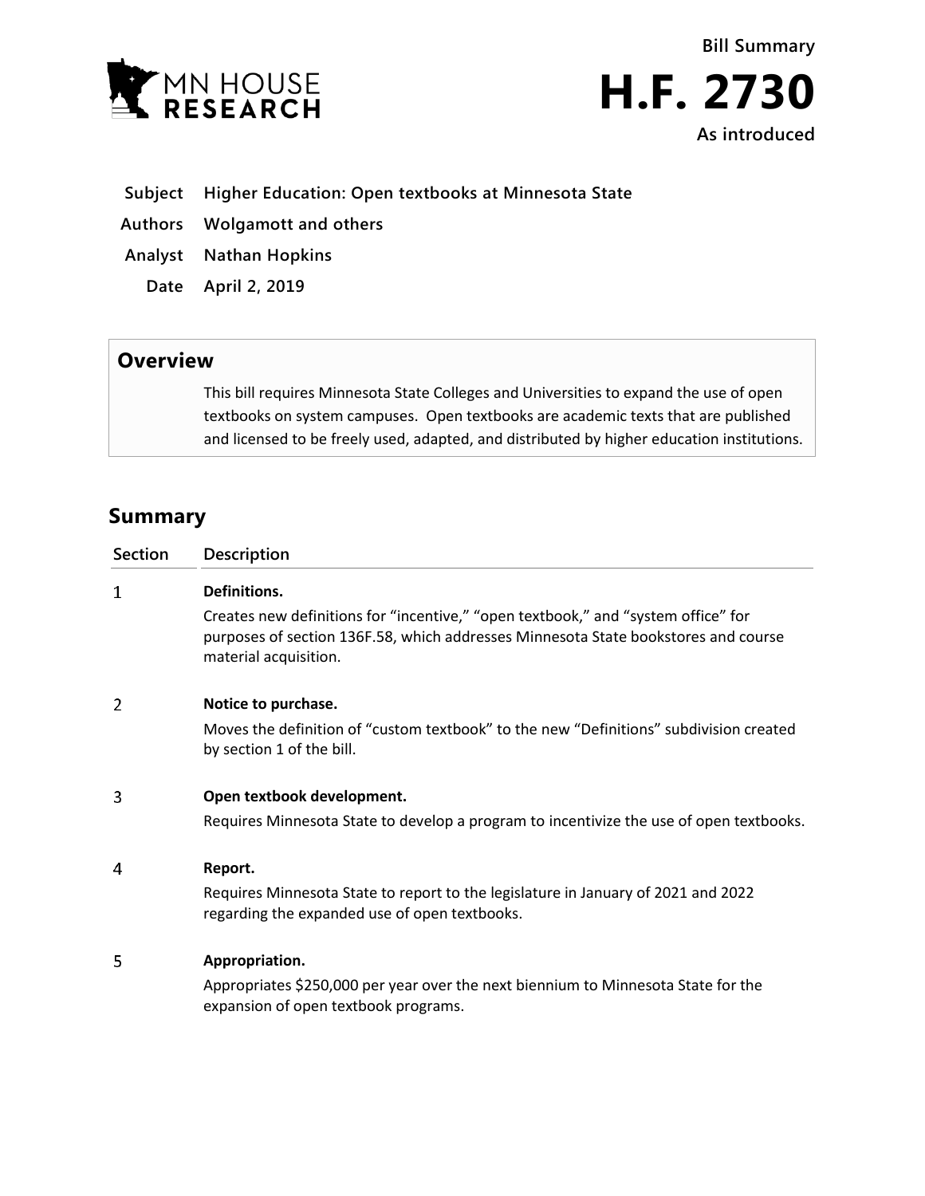MN HOUSE RESEARCH

# Bill Summary

# H.F. 2730

**As introduced**

| | |
|---|---|
| **Subject** | **Higher Education: Open textbooks at Minnesota State** |
| **Authors** | **Wolgamott and others** |
| **Analyst** | **Nathan Hopkins** |
| **Date** | **April 2, 2019** |

## Overview

This bill requires Minnesota State Colleges and Universities to expand the use of open textbooks on system campuses. Open textbooks are academic texts that are published and licensed to be freely used, adapted, and distributed by higher education institutions.

## Summary

| Section | Description |
|---|---|
| 1 | **Definitions.**<br>Creates new definitions for "incentive," "open textbook," and "system office" for purposes of section 136F.58, which addresses Minnesota State bookstores and course material acquisition. |
| 2 | **Notice to purchase.**<br>Moves the definition of "custom textbook" to the new "Definitions" subdivision created by section 1 of the bill. |
| 3 | **Open textbook development.**<br>Requires Minnesota State to develop a program to incentivize the use of open textbooks. |
| 4 | **Report.**<br>Requires Minnesota State to report to the legislature in January of 2021 and 2022 regarding the expanded use of open textbooks. |
| 5 | **Appropriation.**<br>Appropriates $250,000 per year over the next biennium to Minnesota State for the expansion of open textbook programs. |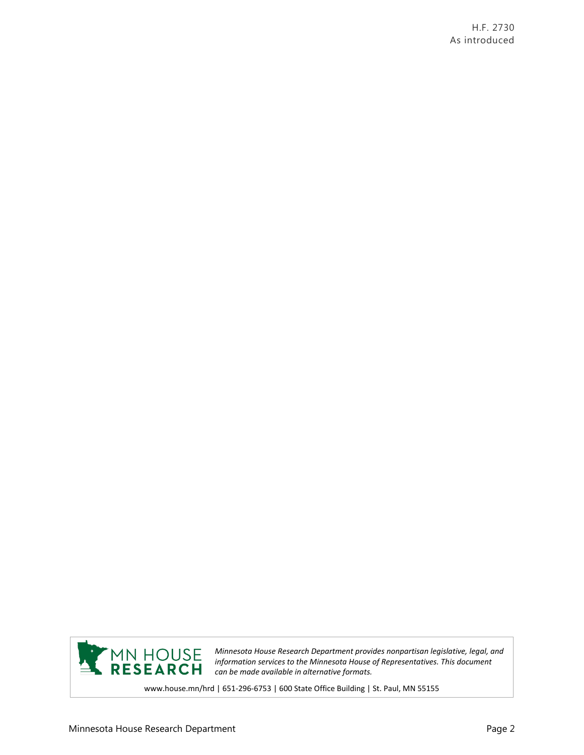Minnesota House Research Department provides nonpartisan legislative, legal, and information services to the Minnesota House of Representatives. This document can be made available in alternative formats.

www.house.mn/hrd | 651-296-6753 | 600 State Office Building | St. Paul, MN 55155